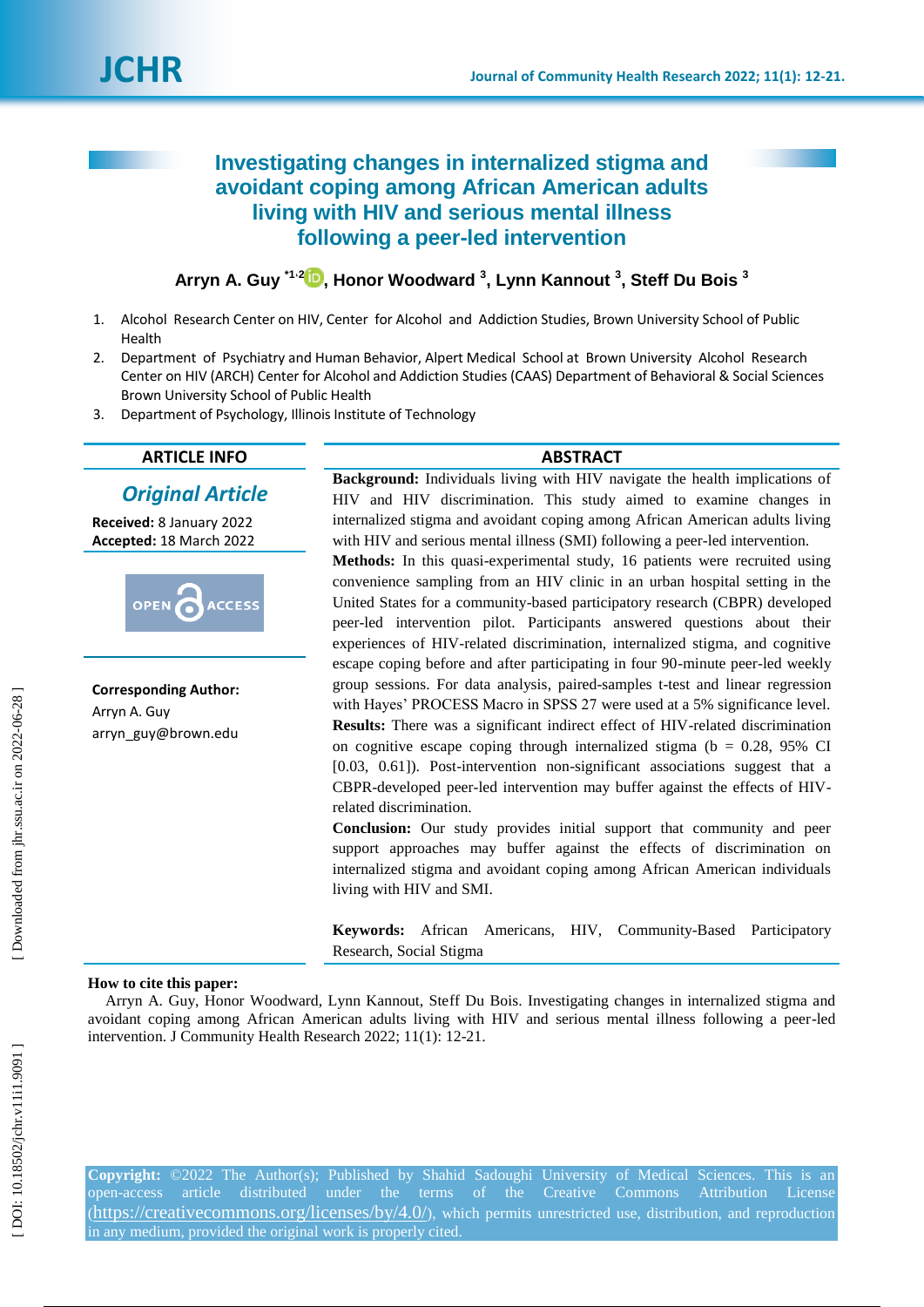# Investigating changes in internalized stigma and avoidant coping among African American adults living with HIV and serious mental illness following a peer-led intervention

**Arryn A. Guy** [*1,2], **Honor Woodward** [3], **Lynn Kannout** [3], **Steff Du Bois** [3]

1. Alcohol Research Center on HIV, Center for Alcohol and Addiction Studies, Brown University School of Public Health
2. Department of Psychiatry and Human Behavior, Alpert Medical School at Brown University Alcohol Research Center on HIV (ARCH) Center for Alcohol and Addiction Studies (CAAS) Department of Behavioral & Social Sciences Brown University School of Public Health
3. Department of Psychology, Illinois Institute of Technology

## ARTICLE INFO

***Original Article***

**Received:** 8 January 2022
**Accepted:** 18 March 2022

**Corresponding Author:**
Arryn A. Guy
arryn_guy@brown.edu

## ABSTRACT

**Background:** Individuals living with HIV navigate the health implications of HIV and HIV discrimination. This study aimed to examine changes in internalized stigma and avoidant coping among African American adults living with HIV and serious mental illness (SMI) following a peer-led intervention.

**Methods:** In this quasi-experimental study, 16 patients were recruited using convenience sampling from an HIV clinic in an urban hospital setting in the United States for a community-based participatory research (CBPR) developed peer-led intervention pilot. Participants answered questions about their experiences of HIV-related discrimination, internalized stigma, and cognitive escape coping before and after participating in four 90-minute peer-led weekly group sessions. For data analysis, paired-samples t-test and linear regression with Hayes' PROCESS Macro in SPSS 27 were used at a 5% significance level.

**Results:** There was a significant indirect effect of HIV-related discrimination on cognitive escape coping through internalized stigma (b = 0.28, 95% CI [0.03, 0.61]). Post-intervention non-significant associations suggest that a CBPR-developed peer-led intervention may buffer against the effects of HIV-related discrimination.

**Conclusion:** Our study provides initial support that community and peer support approaches may buffer against the effects of discrimination on internalized stigma and avoidant coping among African American individuals living with HIV and SMI.

**Keywords:** African Americans, HIV, Community-Based Participatory Research, Social Stigma

**How to cite this paper:**
Arryn A. Guy, Honor Woodward, Lynn Kannout, Steff Du Bois. Investigating changes in internalized stigma and avoidant coping among African American adults living with HIV and serious mental illness following a peer-led intervention. J Community Health Research 2022; 11(1): 12-21.

**Copyright:** ©2022 The Author(s); Published by Shahid Sadoughi University of Medical Sciences. This is an open-access article distributed under the terms of the Creative Commons Attribution License (https://creativecommons.org/licenses/by/4.0/), which permits unrestricted use, distribution, and reproduction in any medium, provided the original work is properly cited.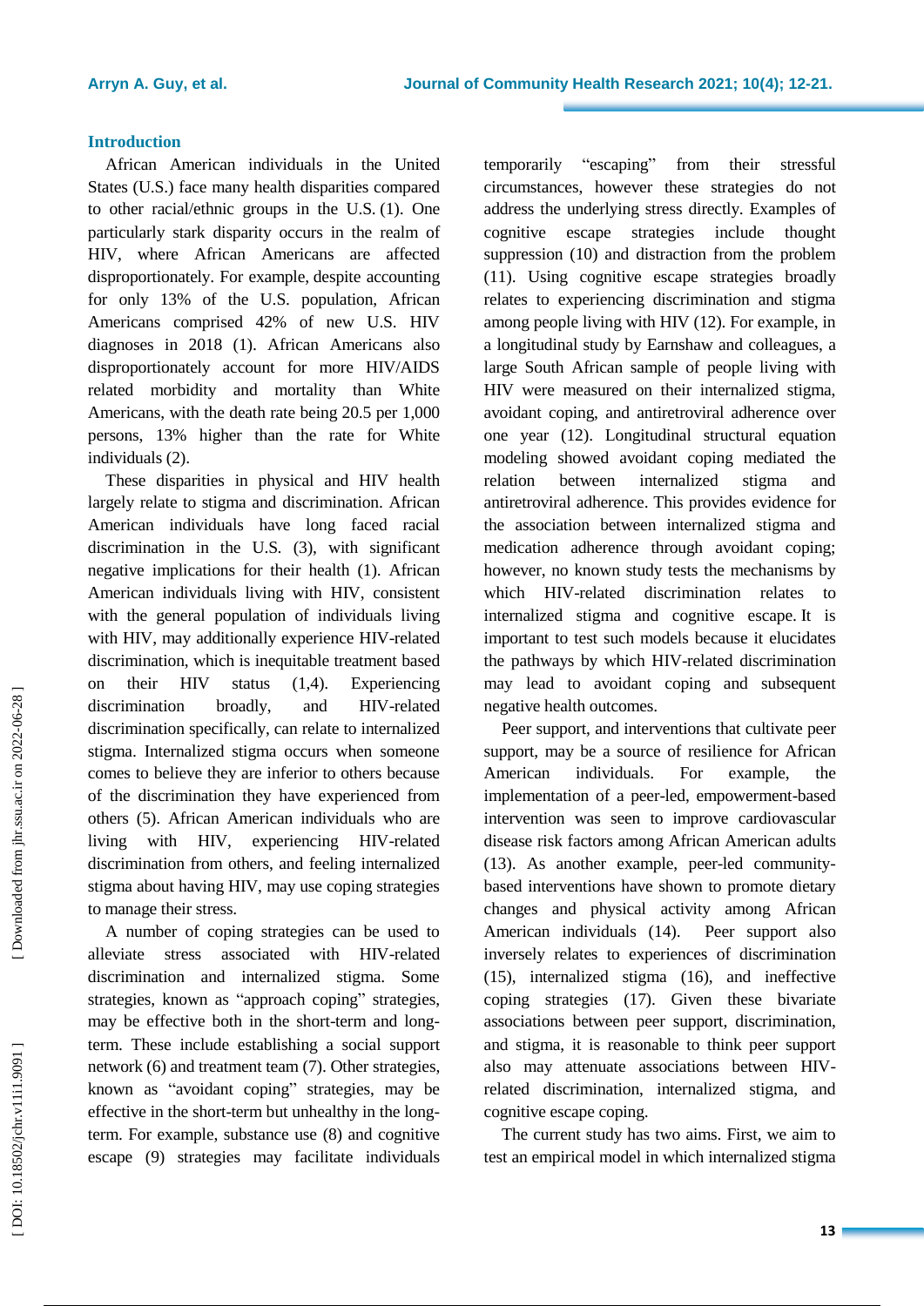## Introduction

African American individuals in the United States (U.S.) face many health disparities compared to other racial/ethnic groups in the U.S. (1). One particularly stark disparity occurs in the realm of HIV, where African Americans are affected disproportionately. For example, despite accounting for only 13% of the U.S. population, African Americans comprised 42% of new U.S. HIV diagnoses in 2018 (1). African Americans also disproportionately account for more HIV/AIDS related morbidity and mortality than White Americans, with the death rate being 20.5 per 1,000 persons, 13% higher than the rate for White individuals (2).

These disparities in physical and HIV health largely relate to stigma and discrimination. African American individuals have long faced racial discrimination in the U.S. (3), with significant negative implications for their health (1). African American individuals living with HIV, consistent with the general population of individuals living with HIV, may additionally experience HIV-related discrimination, which is inequitable treatment based on their HIV status (1,4). Experiencing discrimination broadly, and HIV-related discrimination specifically, can relate to internalized stigma. Internalized stigma occurs when someone comes to believe they are inferior to others because of the discrimination they have experienced from others (5). African American individuals who are living with HIV, experiencing HIV-related discrimination from others, and feeling internalized stigma about having HIV, may use coping strategies to manage their stress.

A number of coping strategies can be used to alleviate stress associated with HIV-related discrimination and internalized stigma. Some strategies, known as "approach coping" strategies, may be effective both in the short-term and long-term. These include establishing a social support network (6) and treatment team (7). Other strategies, known as "avoidant coping" strategies, may be effective in the short-term but unhealthy in the long-term. For example, substance use (8) and cognitive escape (9) strategies may facilitate individuals temporarily "escaping" from their stressful circumstances, however these strategies do not address the underlying stress directly. Examples of cognitive escape strategies include thought suppression (10) and distraction from the problem (11). Using cognitive escape strategies broadly relates to experiencing discrimination and stigma among people living with HIV (12). For example, in a longitudinal study by Earnshaw and colleagues, a large South African sample of people living with HIV were measured on their internalized stigma, avoidant coping, and antiretroviral adherence over one year (12). Longitudinal structural equation modeling showed avoidant coping mediated the relation between internalized stigma and antiretroviral adherence. This provides evidence for the association between internalized stigma and medication adherence through avoidant coping; however, no known study tests the mechanisms by which HIV-related discrimination relates to internalized stigma and cognitive escape. It is important to test such models because it elucidates the pathways by which HIV-related discrimination may lead to avoidant coping and subsequent negative health outcomes.

Peer support, and interventions that cultivate peer support, may be a source of resilience for African American individuals. For example, the implementation of a peer-led, empowerment-based intervention was seen to improve cardiovascular disease risk factors among African American adults (13). As another example, peer-led community-based interventions have shown to promote dietary changes and physical activity among African American individuals (14). Peer support also inversely relates to experiences of discrimination (15), internalized stigma (16), and ineffective coping strategies (17). Given these bivariate associations between peer support, discrimination, and stigma, it is reasonable to think peer support also may attenuate associations between HIV-related discrimination, internalized stigma, and cognitive escape coping.

The current study has two aims. First, we aim to test an empirical model in which internalized stigma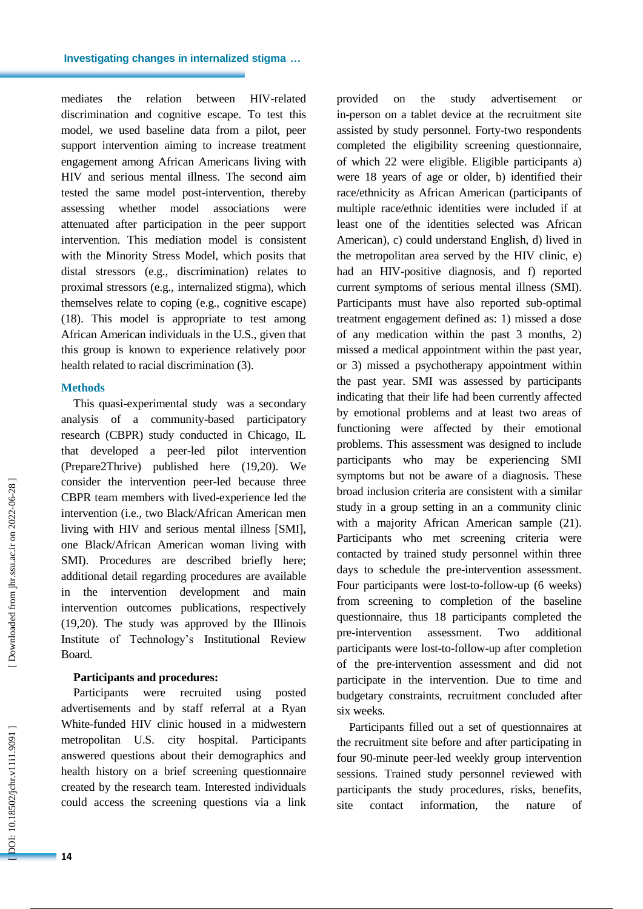mediates the relation between HIV-related discrimination and cognitive escape. To test this model, we used baseline data from a pilot, peer support intervention aiming to increase treatment engagement among African Americans living with HIV and serious mental illness. The second aim tested the same model post-intervention, thereby assessing whether model associations were attenuated after participation in the peer support intervention. This mediation model is consistent with the Minority Stress Model, which posits that distal stressors (e.g., discrimination) relates to proximal stressors (e.g., internalized stigma), which themselves relate to coping (e.g., cognitive escape) (18). This model is appropriate to test among African American individuals in the U.S., given that this group is known to experience relatively poor health related to racial discrimination (3).

## Methods

This quasi-experimental study was a secondary analysis of a community-based participatory research (CBPR) study conducted in Chicago, IL that developed a peer-led pilot intervention (Prepare2Thrive) published here (19,20). We consider the intervention peer-led because three CBPR team members with lived-experience led the intervention (i.e., two Black/African American men living with HIV and serious mental illness [SMI], one Black/African American woman living with SMI). Procedures are described briefly here; additional detail regarding procedures are available in the intervention development and main intervention outcomes publications, respectively (19,20). The study was approved by the Illinois Institute of Technology's Institutional Review Board.

### Participants and procedures:

Participants were recruited using posted advertisements and by staff referral at a Ryan White-funded HIV clinic housed in a midwestern metropolitan U.S. city hospital. Participants answered questions about their demographics and health history on a brief screening questionnaire created by the research team. Interested individuals could access the screening questions via a link provided on the study advertisement or in-person on a tablet device at the recruitment site assisted by study personnel. Forty-two respondents completed the eligibility screening questionnaire, of which 22 were eligible. Eligible participants a) were 18 years of age or older, b) identified their race/ethnicity as African American (participants of multiple race/ethnic identities were included if at least one of the identities selected was African American), c) could understand English, d) lived in the metropolitan area served by the HIV clinic, e) had an HIV-positive diagnosis, and f) reported current symptoms of serious mental illness (SMI). Participants must have also reported sub-optimal treatment engagement defined as: 1) missed a dose of any medication within the past 3 months, 2) missed a medical appointment within the past year, or 3) missed a psychotherapy appointment within the past year. SMI was assessed by participants indicating that their life had been currently affected by emotional problems and at least two areas of functioning were affected by their emotional problems. This assessment was designed to include participants who may be experiencing SMI symptoms but not be aware of a diagnosis. These broad inclusion criteria are consistent with a similar study in a group setting in an a community clinic with a majority African American sample (21). Participants who met screening criteria were contacted by trained study personnel within three days to schedule the pre-intervention assessment. Four participants were lost-to-follow-up (6 weeks) from screening to completion of the baseline questionnaire, thus 18 participants completed the pre-intervention assessment. Two additional participants were lost-to-follow-up after completion of the pre-intervention assessment and did not participate in the intervention. Due to time and budgetary constraints, recruitment concluded after six weeks.

Participants filled out a set of questionnaires at the recruitment site before and after participating in four 90-minute peer-led weekly group intervention sessions. Trained study personnel reviewed with participants the study procedures, risks, benefits, site contact information, the nature of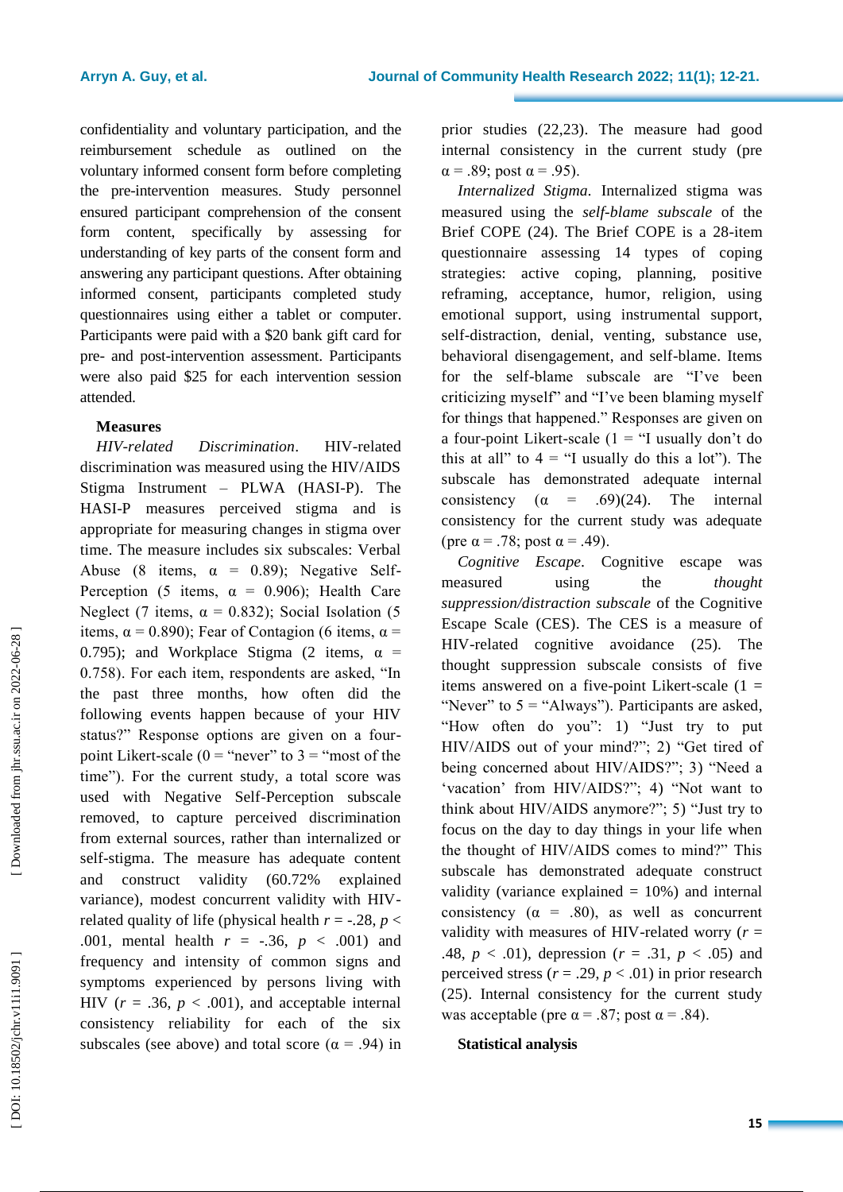confidentiality and voluntary participation, and the reimbursement schedule as outlined on the voluntary informed consent form before completing the pre-intervention measures. Study personnel ensured participant comprehension of the consent form content, specifically by assessing for understanding of key parts of the consent form and answering any participant questions. After obtaining informed consent, participants completed study questionnaires using either a tablet or computer. Participants were paid with a $20 bank gift card for pre- and post-intervention assessment. Participants were also paid $25 for each intervention session attended.

### Measures

*HIV-related Discrimination*. HIV-related discrimination was measured using the HIV/AIDS Stigma Instrument – PLWA (HASI-P). The HASI-P measures perceived stigma and is appropriate for measuring changes in stigma over time. The measure includes six subscales: Verbal Abuse (8 items, $\alpha$ = 0.89); Negative Self-Perception (5 items, $\alpha$ = 0.906); Health Care Neglect (7 items, $\alpha$ = 0.832); Social Isolation (5 items, $\alpha$ = 0.890); Fear of Contagion (6 items, $\alpha$ = 0.795); and Workplace Stigma (2 items, $\alpha$ = 0.758). For each item, respondents are asked, "In the past three months, how often did the following events happen because of your HIV status?" Response options are given on a four-point Likert-scale (0 = "never" to 3 = "most of the time"). For the current study, a total score was used with Negative Self-Perception subscale removed, to capture perceived discrimination from external sources, rather than internalized or self-stigma. The measure has adequate content and construct validity (60.72% explained variance), modest concurrent validity with HIV-related quality of life (physical health $r$ = -.28, $p$ < .001, mental health $r$ = -.36, $p$ < .001) and frequency and intensity of common signs and symptoms experienced by persons living with HIV ($r$ = .36, $p$ < .001), and acceptable internal consistency reliability for each of the six subscales (see above) and total score ($\alpha$ = .94) in prior studies (22,23). The measure had good internal consistency in the current study (pre $\alpha$ = .89; post $\alpha$ = .95).

*Internalized Stigma*. Internalized stigma was measured using the *self-blame subscale* of the Brief COPE (24). The Brief COPE is a 28-item questionnaire assessing 14 types of coping strategies: active coping, planning, positive reframing, acceptance, humor, religion, using emotional support, using instrumental support, self-distraction, denial, venting, substance use, behavioral disengagement, and self-blame. Items for the self-blame subscale are "I've been criticizing myself" and "I've been blaming myself for things that happened." Responses are given on a four-point Likert-scale (1 = "I usually don't do this at all" to 4 = "I usually do this a lot"). The subscale has demonstrated adequate internal consistency ($\alpha$ = .69)(24). The internal consistency for the current study was adequate (pre $\alpha$ = .78; post $\alpha$ = .49).

*Cognitive Escape*. Cognitive escape was measured using the *thought suppression/distraction subscale* of the Cognitive Escape Scale (CES). The CES is a measure of HIV-related cognitive avoidance (25). The thought suppression subscale consists of five items answered on a five-point Likert-scale (1 = "Never" to 5 = "Always"). Participants are asked, "How often do you": 1) "Just try to put HIV/AIDS out of your mind?"; 2) "Get tired of being concerned about HIV/AIDS?"; 3) "Need a 'vacation' from HIV/AIDS?"; 4) "Not want to think about HIV/AIDS anymore?"; 5) "Just try to focus on the day to day things in your life when the thought of HIV/AIDS comes to mind?" This subscale has demonstrated adequate construct validity (variance explained = 10%) and internal consistency ($\alpha$ = .80), as well as concurrent validity with measures of HIV-related worry ($r$ = .48, $p$ < .01), depression ($r$ = .31, $p$ < .05) and perceived stress ($r$ = .29, $p$ < .01) in prior research (25). Internal consistency for the current study was acceptable (pre $\alpha$ = .87; post $\alpha$ = .84).

### Statistical analysis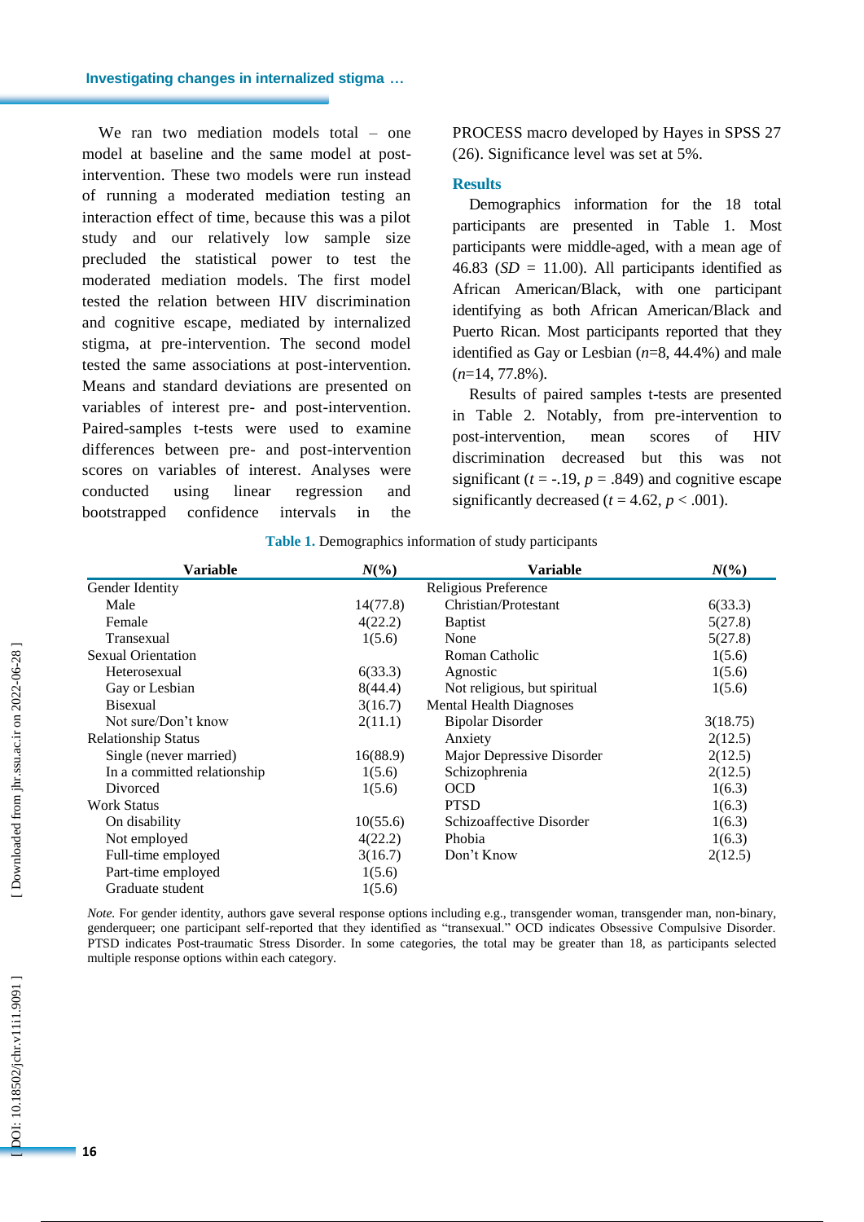We ran two mediation models total – one model at baseline and the same model at post-intervention. These two models were run instead of running a moderated mediation testing an interaction effect of time, because this was a pilot study and our relatively low sample size precluded the statistical power to test the moderated mediation models. The first model tested the relation between HIV discrimination and cognitive escape, mediated by internalized stigma, at pre-intervention. The second model tested the same associations at post-intervention. Means and standard deviations are presented on variables of interest pre- and post-intervention. Paired-samples t-tests were used to examine differences between pre- and post-intervention scores on variables of interest. Analyses were conducted using linear regression and bootstrapped confidence intervals in the PROCESS macro developed by Hayes in SPSS 27 (26). Significance level was set at 5%.

## Results

Demographics information for the 18 total participants are presented in Table 1. Most participants were middle-aged, with a mean age of 46.83 (*SD* = 11.00). All participants identified as African American/Black, with one participant identifying as both African American/Black and Puerto Rican. Most participants reported that they identified as Gay or Lesbian (*n*=8, 44.4%) and male (*n*=14, 77.8%).

Results of paired samples t-tests are presented in Table 2. Notably, from pre-intervention to post-intervention, mean scores of HIV discrimination decreased but this was not significant ($t$ = -.19, $p$ = .849) and cognitive escape significantly decreased ($t$ = 4.62, $p$ < .001).

**Table 1.** Demographics information of study participants

| Variable | *N*(%) | Variable | *N*(%) |
|---|---|---|---|
| Gender Identity | | Religious Preference | |
| Male | 14(77.8) | Christian/Protestant | 6(33.3) |
| Female | 4(22.2) | Baptist | 5(27.8) |
| Transexual | 1(5.6) | None | 5(27.8) |
| Sexual Orientation | | Roman Catholic | 1(5.6) |
| Heterosexual | 6(33.3) | Agnostic | 1(5.6) |
| Gay or Lesbian | 8(44.4) | Not religious, but spiritual | 1(5.6) |
| Bisexual | 3(16.7) | Mental Health Diagnoses | |
| Not sure/Don't know | 2(11.1) | Bipolar Disorder | 3(18.75) |
| Relationship Status | | Anxiety | 2(12.5) |
| Single (never married) | 16(88.9) | Major Depressive Disorder | 2(12.5) |
| In a committed relationship | 1(5.6) | Schizophrenia | 2(12.5) |
| Divorced | 1(5.6) | OCD | 1(6.3) |
| Work Status | | PTSD | 1(6.3) |
| On disability | 10(55.6) | Schizoaffective Disorder | 1(6.3) |
| Not employed | 4(22.2) | Phobia | 1(6.3) |
| Full-time employed | 3(16.7) | Don't Know | 2(12.5) |
| Part-time employed | 1(5.6) | | |
| Graduate student | 1(5.6) | | |

*Note.* For gender identity, authors gave several response options including e.g., transgender woman, transgender man, non-binary, genderqueer; one participant self-reported that they identified as "transexual." OCD indicates Obsessive Compulsive Disorder. PTSD indicates Post-traumatic Stress Disorder. In some categories, the total may be greater than 18, as participants selected multiple response options within each category.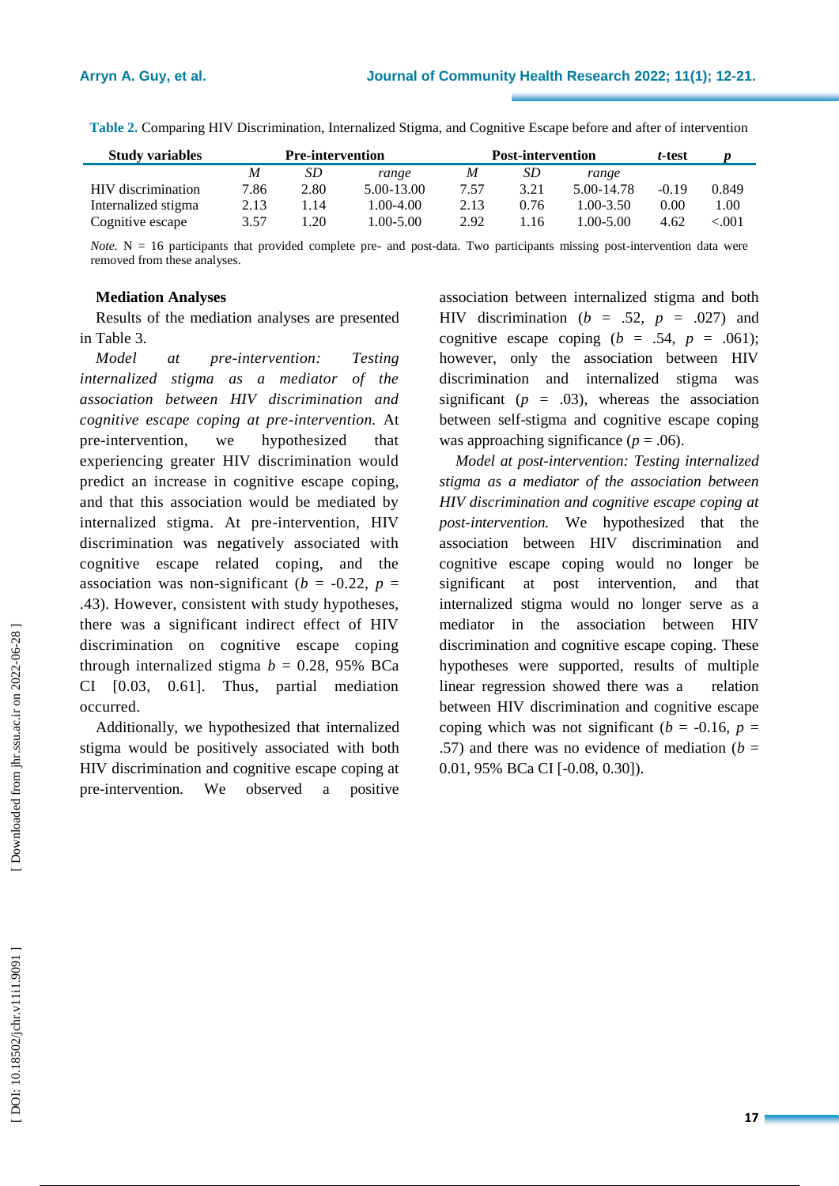**Table 2.** Comparing HIV Discrimination, Internalized Stigma, and Cognitive Escape before and after of intervention

| Study variables | Pre-intervention | | | Post-intervention | | | *t*-test | *p* |
|---|---|---|---|---|---|---|---|---|
| | *M* | *SD* | *range* | *M* | *SD* | *range* | | |
| HIV discrimination | 7.86 | 2.80 | 5.00-13.00 | 7.57 | 3.21 | 5.00-14.78 | -0.19 | 0.849 |
| Internalized stigma | 2.13 | 1.14 | 1.00-4.00 | 2.13 | 0.76 | 1.00-3.50 | 0.00 | 1.00 |
| Cognitive escape | 3.57 | 1.20 | 1.00-5.00 | 2.92 | 1.16 | 1.00-5.00 | 4.62 | <.001 |

*Note.* N = 16 participants that provided complete pre- and post-data. Two participants missing post-intervention data were removed from these analyses.

**Mediation Analyses**

Results of the mediation analyses are presented in Table 3.

*Model at pre-intervention: Testing internalized stigma as a mediator of the association between HIV discrimination and cognitive escape coping at pre-intervention.* At pre-intervention, we hypothesized that experiencing greater HIV discrimination would predict an increase in cognitive escape coping, and that this association would be mediated by internalized stigma. At pre-intervention, HIV discrimination was negatively associated with cognitive escape related coping, and the association was non-significant ($b$ = -0.22, $p$ = .43). However, consistent with study hypotheses, there was a significant indirect effect of HIV discrimination on cognitive escape coping through internalized stigma $b$ = 0.28, 95% BCa CI [0.03, 0.61]. Thus, partial mediation occurred.

Additionally, we hypothesized that internalized stigma would be positively associated with both HIV discrimination and cognitive escape coping at pre-intervention. We observed a positive association between internalized stigma and both HIV discrimination ($b$ = .52, $p$ = .027) and cognitive escape coping ($b$ = .54, $p$ = .061); however, only the association between HIV discrimination and internalized stigma was significant ($p$ = .03), whereas the association between self-stigma and cognitive escape coping was approaching significance ($p$ = .06).

*Model at post-intervention: Testing internalized stigma as a mediator of the association between HIV discrimination and cognitive escape coping at post-intervention.* We hypothesized that the association between HIV discrimination and cognitive escape coping would no longer be significant at post intervention, and that internalized stigma would no longer serve as a mediator in the association between HIV discrimination and cognitive escape coping. These hypotheses were supported, results of multiple linear regression showed there was a relation between HIV discrimination and cognitive escape coping which was not significant ($b$ = -0.16, $p$ = .57) and there was no evidence of mediation ($b$ = 0.01, 95% BCa CI [-0.08, 0.30]).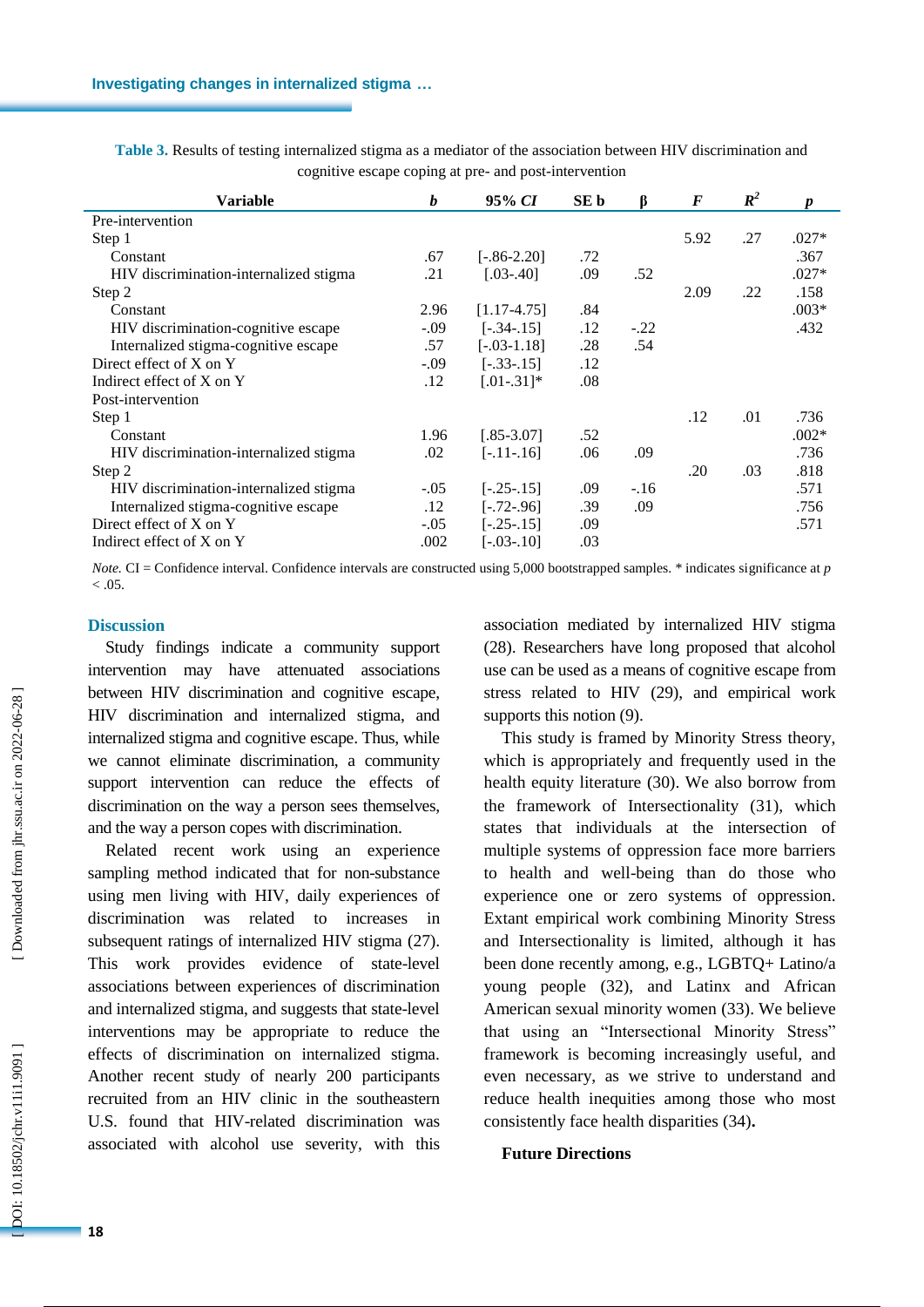**Table 3.** Results of testing internalized stigma as a mediator of the association between HIV discrimination and cognitive escape coping at pre- and post-intervention

| Variable | *b* | 95% *CI* | SE b | β | *F* | $R^2$ | *p* |
|---|---|---|---|---|---|---|---|
| Pre-intervention | | | | | | | |
| Step 1 | | | | | 5.92 | .27 | .027* |
| Constant | .67 | [-.86-2.20] | .72 | | | | .367 |
| HIV discrimination-internalized stigma | .21 | [.03-.40] | .09 | .52 | | | .027* |
| Step 2 | | | | | 2.09 | .22 | .158 |
| Constant | 2.96 | [1.17-4.75] | .84 | | | | .003* |
| HIV discrimination-cognitive escape | -.09 | [-.34-.15] | .12 | -.22 | | | .432 |
| Internalized stigma-cognitive escape | .57 | [-.03-1.18] | .28 | .54 | | | |
| Direct effect of X on Y | -.09 | [-.33-.15] | .12 | | | | |
| Indirect effect of X on Y | .12 | [.01-.31]* | .08 | | | | |
| Post-intervention | | | | | | | |
| Step 1 | | | | | .12 | .01 | .736 |
| Constant | 1.96 | [.85-3.07] | .52 | | | | .002* |
| HIV discrimination-internalized stigma | .02 | [-.11-.16] | .06 | .09 | | | .736 |
| Step 2 | | | | | .20 | .03 | .818 |
| HIV discrimination-internalized stigma | -.05 | [-.25-.15] | .09 | -.16 | | | .571 |
| Internalized stigma-cognitive escape | .12 | [-.72-.96] | .39 | .09 | | | .756 |
| Direct effect of X on Y | -.05 | [-.25-.15] | .09 | | | | .571 |
| Indirect effect of X on Y | .002 | [-.03-.10] | .03 | | | | |

*Note.* CI = Confidence interval. Confidence intervals are constructed using 5,000 bootstrapped samples. * indicates significance at $p < .05$.

## Discussion

Study findings indicate a community support intervention may have attenuated associations between HIV discrimination and cognitive escape, HIV discrimination and internalized stigma, and internalized stigma and cognitive escape. Thus, while we cannot eliminate discrimination, a community support intervention can reduce the effects of discrimination on the way a person sees themselves, and the way a person copes with discrimination.

Related recent work using an experience sampling method indicated that for non-substance using men living with HIV, daily experiences of discrimination was related to increases in subsequent ratings of internalized HIV stigma (27). This work provides evidence of state-level associations between experiences of discrimination and internalized stigma, and suggests that state-level interventions may be appropriate to reduce the effects of discrimination on internalized stigma. Another recent study of nearly 200 participants recruited from an HIV clinic in the southeastern U.S. found that HIV-related discrimination was associated with alcohol use severity, with this association mediated by internalized HIV stigma (28). Researchers have long proposed that alcohol use can be used as a means of cognitive escape from stress related to HIV (29), and empirical work supports this notion (9).

This study is framed by Minority Stress theory, which is appropriately and frequently used in the health equity literature (30). We also borrow from the framework of Intersectionality (31), which states that individuals at the intersection of multiple systems of oppression face more barriers to health and well-being than do those who experience one or zero systems of oppression. Extant empirical work combining Minority Stress and Intersectionality is limited, although it has been done recently among, e.g., LGBTQ+ Latino/a young people (32), and Latinx and African American sexual minority women (33). We believe that using an "Intersectional Minority Stress" framework is becoming increasingly useful, and even necessary, as we strive to understand and reduce health inequities among those who most consistently face health disparities (34).

### Future Directions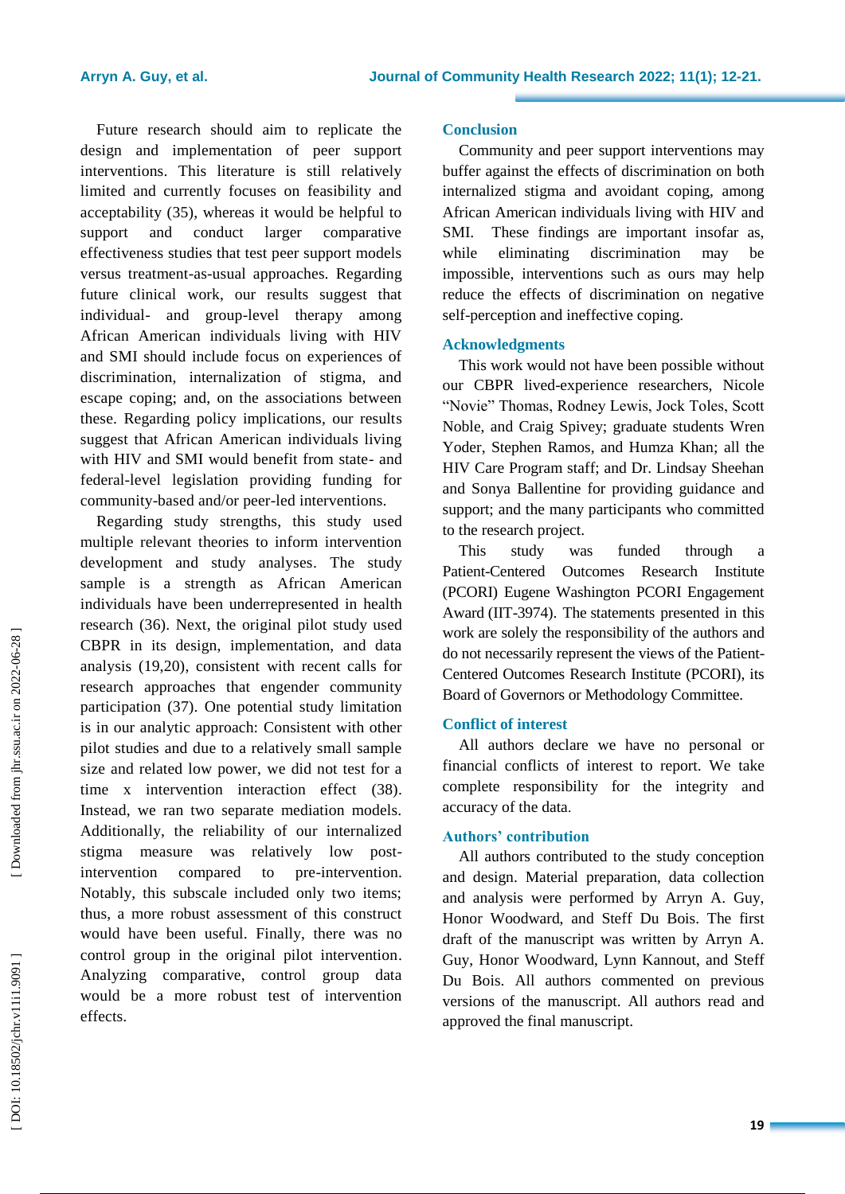Future research should aim to replicate the design and implementation of peer support interventions. This literature is still relatively limited and currently focuses on feasibility and acceptability (35), whereas it would be helpful to support and conduct larger comparative effectiveness studies that test peer support models versus treatment-as-usual approaches. Regarding future clinical work, our results suggest that individual- and group-level therapy among African American individuals living with HIV and SMI should include focus on experiences of discrimination, internalization of stigma, and escape coping; and, on the associations between these. Regarding policy implications, our results suggest that African American individuals living with HIV and SMI would benefit from state- and federal-level legislation providing funding for community-based and/or peer-led interventions.

Regarding study strengths, this study used multiple relevant theories to inform intervention development and study analyses. The study sample is a strength as African American individuals have been underrepresented in health research (36). Next, the original pilot study used CBPR in its design, implementation, and data analysis (19,20), consistent with recent calls for research approaches that engender community participation (37). One potential study limitation is in our analytic approach: Consistent with other pilot studies and due to a relatively small sample size and related low power, we did not test for a time x intervention interaction effect (38). Instead, we ran two separate mediation models. Additionally, the reliability of our internalized stigma measure was relatively low post-intervention compared to pre-intervention. Notably, this subscale included only two items; thus, a more robust assessment of this construct would have been useful. Finally, there was no control group in the original pilot intervention. Analyzing comparative, control group data would be a more robust test of intervention effects.

## Conclusion

Community and peer support interventions may buffer against the effects of discrimination on both internalized stigma and avoidant coping, among African American individuals living with HIV and SMI. These findings are important insofar as, while eliminating discrimination may be impossible, interventions such as ours may help reduce the effects of discrimination on negative self-perception and ineffective coping.

## Acknowledgments

This work would not have been possible without our CBPR lived-experience researchers, Nicole "Novie" Thomas, Rodney Lewis, Jock Toles, Scott Noble, and Craig Spivey; graduate students Wren Yoder, Stephen Ramos, and Humza Khan; all the HIV Care Program staff; and Dr. Lindsay Sheehan and Sonya Ballentine for providing guidance and support; and the many participants who committed to the research project.

This study was funded through a Patient-Centered Outcomes Research Institute (PCORI) Eugene Washington PCORI Engagement Award (IIT-3974). The statements presented in this work are solely the responsibility of the authors and do not necessarily represent the views of the Patient-Centered Outcomes Research Institute (PCORI), its Board of Governors or Methodology Committee.

## Conflict of interest

All authors declare we have no personal or financial conflicts of interest to report. We take complete responsibility for the integrity and accuracy of the data.

## Authors' contribution

All authors contributed to the study conception and design. Material preparation, data collection and analysis were performed by Arryn A. Guy, Honor Woodward, and Steff Du Bois. The first draft of the manuscript was written by Arryn A. Guy, Honor Woodward, Lynn Kannout, and Steff Du Bois. All authors commented on previous versions of the manuscript. All authors read and approved the final manuscript.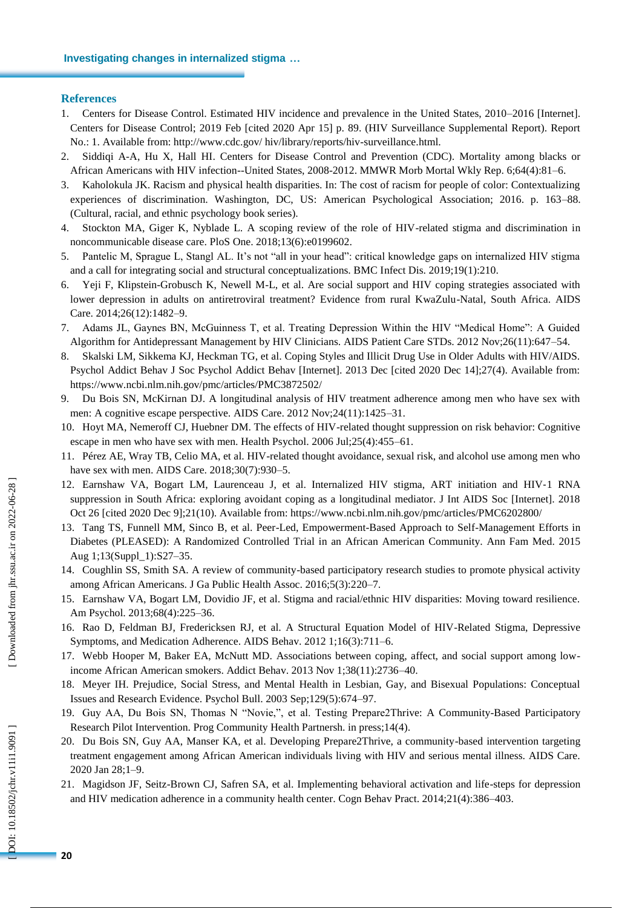## References

1. Centers for Disease Control. Estimated HIV incidence and prevalence in the United States, 2010–2016 [Internet]. Centers for Disease Control; 2019 Feb [cited 2020 Apr 15] p. 89. (HIV Surveillance Supplemental Report). Report No.: 1. Available from: http://www.cdc.gov/ hiv/library/reports/hiv-surveillance.html.
2. Siddiqi A-A, Hu X, Hall HI. Centers for Disease Control and Prevention (CDC). Mortality among blacks or African Americans with HIV infection--United States, 2008-2012. MMWR Morb Mortal Wkly Rep. 6;64(4):81–6.
3. Kaholokula JK. Racism and physical health disparities. In: The cost of racism for people of color: Contextualizing experiences of discrimination. Washington, DC, US: American Psychological Association; 2016. p. 163–88. (Cultural, racial, and ethnic psychology book series).
4. Stockton MA, Giger K, Nyblade L. A scoping review of the role of HIV-related stigma and discrimination in noncommunicable disease care. PloS One. 2018;13(6):e0199602.
5. Pantelic M, Sprague L, Stangl AL. It's not "all in your head": critical knowledge gaps on internalized HIV stigma and a call for integrating social and structural conceptualizations. BMC Infect Dis. 2019;19(1):210.
6. Yeji F, Klipstein-Grobusch K, Newell M-L, et al. Are social support and HIV coping strategies associated with lower depression in adults on antiretroviral treatment? Evidence from rural KwaZulu-Natal, South Africa. AIDS Care. 2014;26(12):1482–9.
7. Adams JL, Gaynes BN, McGuinness T, et al. Treating Depression Within the HIV "Medical Home": A Guided Algorithm for Antidepressant Management by HIV Clinicians. AIDS Patient Care STDs. 2012 Nov;26(11):647–54.
8. Skalski LM, Sikkema KJ, Heckman TG, et al. Coping Styles and Illicit Drug Use in Older Adults with HIV/AIDS. Psychol Addict Behav J Soc Psychol Addict Behav [Internet]. 2013 Dec [cited 2020 Dec 14];27(4). Available from: https://www.ncbi.nlm.nih.gov/pmc/articles/PMC3872502/
9. Du Bois SN, McKirnan DJ. A longitudinal analysis of HIV treatment adherence among men who have sex with men: A cognitive escape perspective. AIDS Care. 2012 Nov;24(11):1425–31.
10. Hoyt MA, Nemeroff CJ, Huebner DM. The effects of HIV-related thought suppression on risk behavior: Cognitive escape in men who have sex with men. Health Psychol. 2006 Jul;25(4):455–61.
11. Pérez AE, Wray TB, Celio MA, et al. HIV-related thought avoidance, sexual risk, and alcohol use among men who have sex with men. AIDS Care. 2018;30(7):930–5.
12. Earnshaw VA, Bogart LM, Laurenceau J, et al. Internalized HIV stigma, ART initiation and HIV-1 RNA suppression in South Africa: exploring avoidant coping as a longitudinal mediator. J Int AIDS Soc [Internet]. 2018 Oct 26 [cited 2020 Dec 9];21(10). Available from: https://www.ncbi.nlm.nih.gov/pmc/articles/PMC6202800/
13. Tang TS, Funnell MM, Sinco B, et al. Peer-Led, Empowerment-Based Approach to Self-Management Efforts in Diabetes (PLEASED): A Randomized Controlled Trial in an African American Community. Ann Fam Med. 2015 Aug 1;13(Suppl_1):S27–35.
14. Coughlin SS, Smith SA. A review of community-based participatory research studies to promote physical activity among African Americans. J Ga Public Health Assoc. 2016;5(3):220–7.
15. Earnshaw VA, Bogart LM, Dovidio JF, et al. Stigma and racial/ethnic HIV disparities: Moving toward resilience. Am Psychol. 2013;68(4):225–36.
16. Rao D, Feldman BJ, Fredericksen RJ, et al. A Structural Equation Model of HIV-Related Stigma, Depressive Symptoms, and Medication Adherence. AIDS Behav. 2012 1;16(3):711–6.
17. Webb Hooper M, Baker EA, McNutt MD. Associations between coping, affect, and social support among low-income African American smokers. Addict Behav. 2013 Nov 1;38(11):2736–40.
18. Meyer IH. Prejudice, Social Stress, and Mental Health in Lesbian, Gay, and Bisexual Populations: Conceptual Issues and Research Evidence. Psychol Bull. 2003 Sep;129(5):674–97.
19. Guy AA, Du Bois SN, Thomas N "Novie,", et al. Testing Prepare2Thrive: A Community-Based Participatory Research Pilot Intervention. Prog Community Health Partnersh. in press;14(4).
20. Du Bois SN, Guy AA, Manser KA, et al. Developing Prepare2Thrive, a community-based intervention targeting treatment engagement among African American individuals living with HIV and serious mental illness. AIDS Care. 2020 Jan 28;1–9.
21. Magidson JF, Seitz-Brown CJ, Safren SA, et al. Implementing behavioral activation and life-steps for depression and HIV medication adherence in a community health center. Cogn Behav Pract. 2014;21(4):386–403.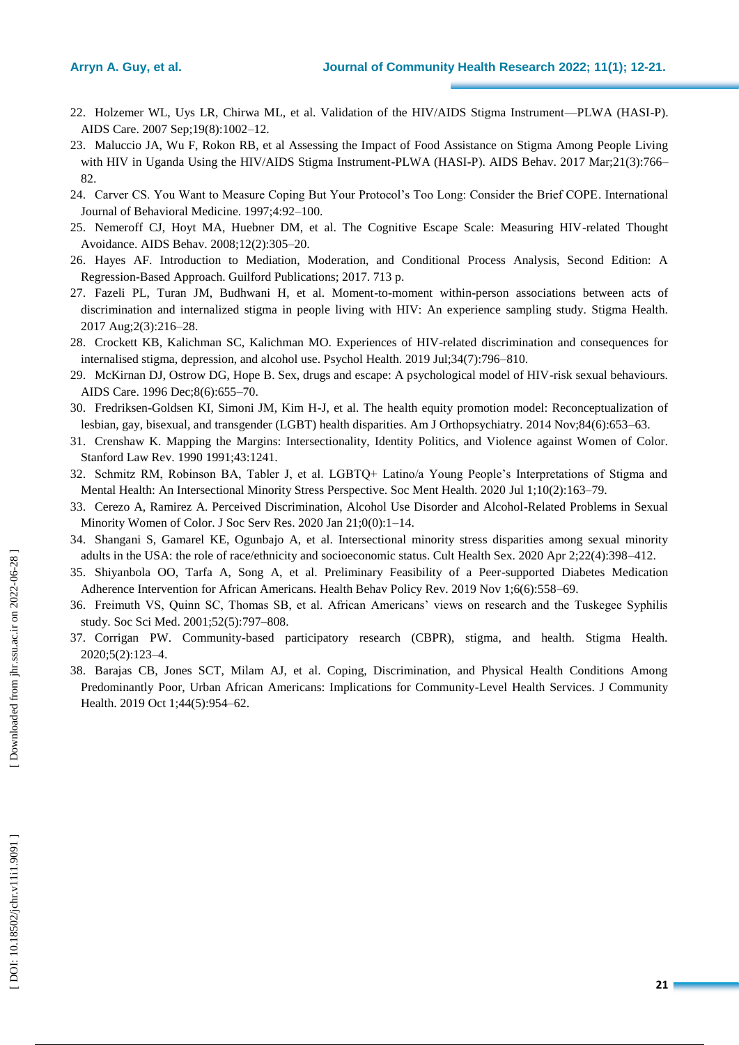22. Holzemer WL, Uys LR, Chirwa ML, et al. Validation of the HIV/AIDS Stigma Instrument—PLWA (HASI-P). AIDS Care. 2007 Sep;19(8):1002–12.
23. Maluccio JA, Wu F, Rokon RB, et al Assessing the Impact of Food Assistance on Stigma Among People Living with HIV in Uganda Using the HIV/AIDS Stigma Instrument-PLWA (HASI-P). AIDS Behav. 2017 Mar;21(3):766–82.
24. Carver CS. You Want to Measure Coping But Your Protocol's Too Long: Consider the Brief COPE. International Journal of Behavioral Medicine. 1997;4:92–100.
25. Nemeroff CJ, Hoyt MA, Huebner DM, et al. The Cognitive Escape Scale: Measuring HIV-related Thought Avoidance. AIDS Behav. 2008;12(2):305–20.
26. Hayes AF. Introduction to Mediation, Moderation, and Conditional Process Analysis, Second Edition: A Regression-Based Approach. Guilford Publications; 2017. 713 p.
27. Fazeli PL, Turan JM, Budhwani H, et al. Moment-to-moment within-person associations between acts of discrimination and internalized stigma in people living with HIV: An experience sampling study. Stigma Health. 2017 Aug;2(3):216–28.
28. Crockett KB, Kalichman SC, Kalichman MO. Experiences of HIV-related discrimination and consequences for internalised stigma, depression, and alcohol use. Psychol Health. 2019 Jul;34(7):796–810.
29. McKirnan DJ, Ostrow DG, Hope B. Sex, drugs and escape: A psychological model of HIV-risk sexual behaviours. AIDS Care. 1996 Dec;8(6):655–70.
30. Fredriksen-Goldsen KI, Simoni JM, Kim H-J, et al. The health equity promotion model: Reconceptualization of lesbian, gay, bisexual, and transgender (LGBT) health disparities. Am J Orthopsychiatry. 2014 Nov;84(6):653–63.
31. Crenshaw K. Mapping the Margins: Intersectionality, Identity Politics, and Violence against Women of Color. Stanford Law Rev. 1990 1991;43:1241.
32. Schmitz RM, Robinson BA, Tabler J, et al. LGBTQ+ Latino/a Young People's Interpretations of Stigma and Mental Health: An Intersectional Minority Stress Perspective. Soc Ment Health. 2020 Jul 1;10(2):163–79.
33. Cerezo A, Ramirez A. Perceived Discrimination, Alcohol Use Disorder and Alcohol-Related Problems in Sexual Minority Women of Color. J Soc Serv Res. 2020 Jan 21;0(0):1–14.
34. Shangani S, Gamarel KE, Ogunbajo A, et al. Intersectional minority stress disparities among sexual minority adults in the USA: the role of race/ethnicity and socioeconomic status. Cult Health Sex. 2020 Apr 2;22(4):398–412.
35. Shiyanbola OO, Tarfa A, Song A, et al. Preliminary Feasibility of a Peer-supported Diabetes Medication Adherence Intervention for African Americans. Health Behav Policy Rev. 2019 Nov 1;6(6):558–69.
36. Freimuth VS, Quinn SC, Thomas SB, et al. African Americans' views on research and the Tuskegee Syphilis study. Soc Sci Med. 2001;52(5):797–808.
37. Corrigan PW. Community-based participatory research (CBPR), stigma, and health. Stigma Health. 2020;5(2):123–4.
38. Barajas CB, Jones SCT, Milam AJ, et al. Coping, Discrimination, and Physical Health Conditions Among Predominantly Poor, Urban African Americans: Implications for Community-Level Health Services. J Community Health. 2019 Oct 1;44(5):954–62.